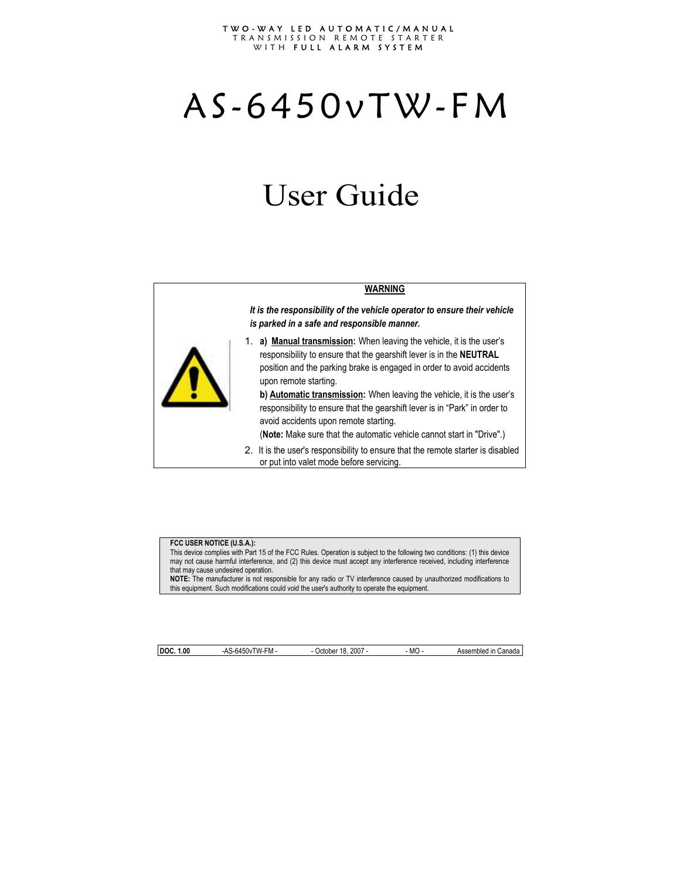TWO-WAY LED AUTOMATIC/MANUAL
TRANSMISSION REMOTE STARTER
WITH **FULL ALARM SYSTEM**

# AS-6450vTW-FM

# User Guide

**WARNING**

***It is the responsibility of the vehicle operator to ensure their vehicle is parked in a safe and responsible manner.***

1. **a) Manual transmission:** When leaving the vehicle, it is the user's responsibility to ensure that the gearshift lever is in the **NEUTRAL** position and the parking brake is engaged in order to avoid accidents upon remote starting.

   **b) Automatic transmission:** When leaving the vehicle, it is the user's responsibility to ensure that the gearshift lever is in "Park" in order to avoid accidents upon remote starting.

   (**Note:** Make sure that the automatic vehicle cannot start in "Drive".)
2. It is the user's responsibility to ensure that the remote starter is disabled or put into valet mode before servicing.

**FCC USER NOTICE (U.S.A.):**
This device complies with Part 15 of the FCC Rules. Operation is subject to the following two conditions: (1) this device may not cause harmful interference, and (2) this device must accept any interference received, including interference that may cause undesired operation.
**NOTE:** The manufacturer is not responsible for any radio or TV interference caused by unauthorized modifications to this equipment. Such modifications could void the user's authority to operate the equipment.

**DOC. 1.00** -AS-6450vTW-FM- - October 18, 2007 - - MO - Assembled in Canada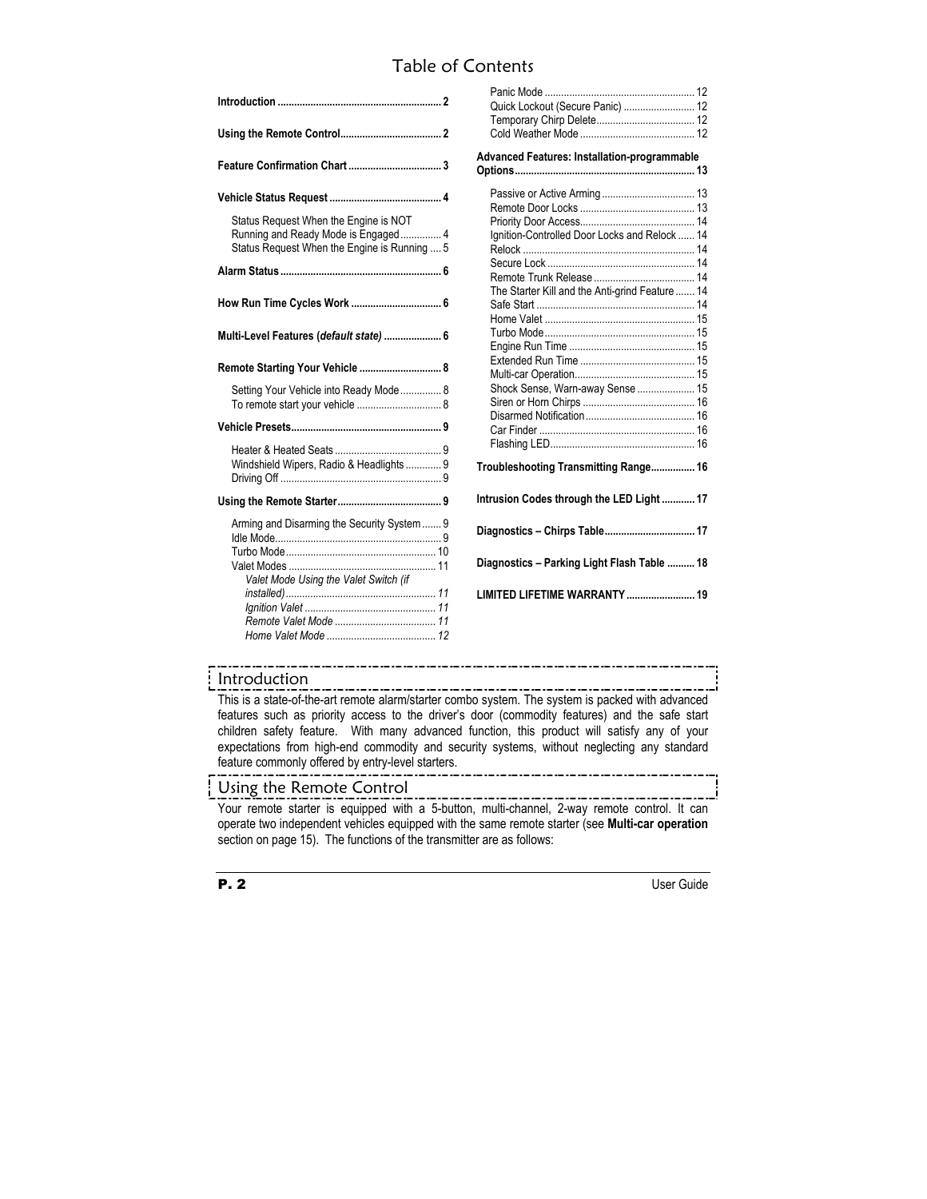# Table of Contents

**Introduction** ........................................................... 2

**Using the Remote Control** .................................... 2

**Feature Confirmation Chart** .................................. 3

**Vehicle Status Request** ......................................... 4

- Status Request When the Engine is NOT Running and Ready Mode is Engaged ............... 4
- Status Request When the Engine is Running .... 5

**Alarm Status** .......................................................... 6

**How Run Time Cycles Work** ................................. 6

**Multi-Level Features (*default state*)** ..................... 6

**Remote Starting Your Vehicle** .............................. 8

- Setting Your Vehicle into Ready Mode ............... 8
- To remote start your vehicle ............................... 8

**Vehicle Presets** ...................................................... 9

- Heater & Heated Seats ....................................... 9
- Windshield Wipers, Radio & Headlights ............. 9
- Driving Off .......................................................... 9

**Using the Remote Starter** ...................................... 9

- Arming and Disarming the Security System ....... 9
- Idle Mode............................................................ 9
- Turbo Mode ....................................................... 10
- Valet Modes ...................................................... 11
  - *Valet Mode Using the Valet Switch (if installed)* ...................................................... *11*
  - *Ignition Valet* ................................................ *11*
  - *Remote Valet Mode* ..................................... *11*
  - *Home Valet Mode* ........................................ *12*
- Panic Mode ....................................................... 12
- Quick Lockout (Secure Panic) .......................... 12
- Temporary Chirp Delete.................................... 12
- Cold Weather Mode .......................................... 12

**Advanced Features: Installation-programmable Options** ................................................................. 13

- Passive or Active Arming .................................. 13
- Remote Door Locks .......................................... 13
- Priority Door Access.......................................... 14
- Ignition-Controlled Door Locks and Relock ...... 14
- Relock ............................................................... 14
- Secure Lock ...................................................... 14
- Remote Trunk Release ..................................... 14
- The Starter Kill and the Anti-grind Feature ....... 14
- Safe Start .......................................................... 14
- Home Valet ....................................................... 15
- Turbo Mode ....................................................... 15
- Engine Run Time .............................................. 15
- Extended Run Time .......................................... 15
- Multi-car Operation............................................ 15
- Shock Sense, Warn-away Sense ..................... 15
- Siren or Horn Chirps ......................................... 16
- Disarmed Notification ........................................ 16
- Car Finder ......................................................... 16
- Flashing LED..................................................... 16

**Troubleshooting Transmitting Range** ................ 16

**Intrusion Codes through the LED Light** ............ 17

**Diagnostics – Chirps Table** ................................. 17

**Diagnostics – Parking Light Flash Table** .......... 18

**LIMITED LIFETIME WARRANTY** ......................... 19

## Introduction

This is a state-of-the-art remote alarm/starter combo system. The system is packed with advanced features such as priority access to the driver's door (commodity features) and the safe start children safety feature. With many advanced function, this product will satisfy any of your expectations from high-end commodity and security systems, without neglecting any standard feature commonly offered by entry-level starters.

## Using the Remote Control

Your remote starter is equipped with a 5-button, multi-channel, 2-way remote control. It can operate two independent vehicles equipped with the same remote starter (see **Multi-car operation** section on page 15). The functions of the transmitter are as follows: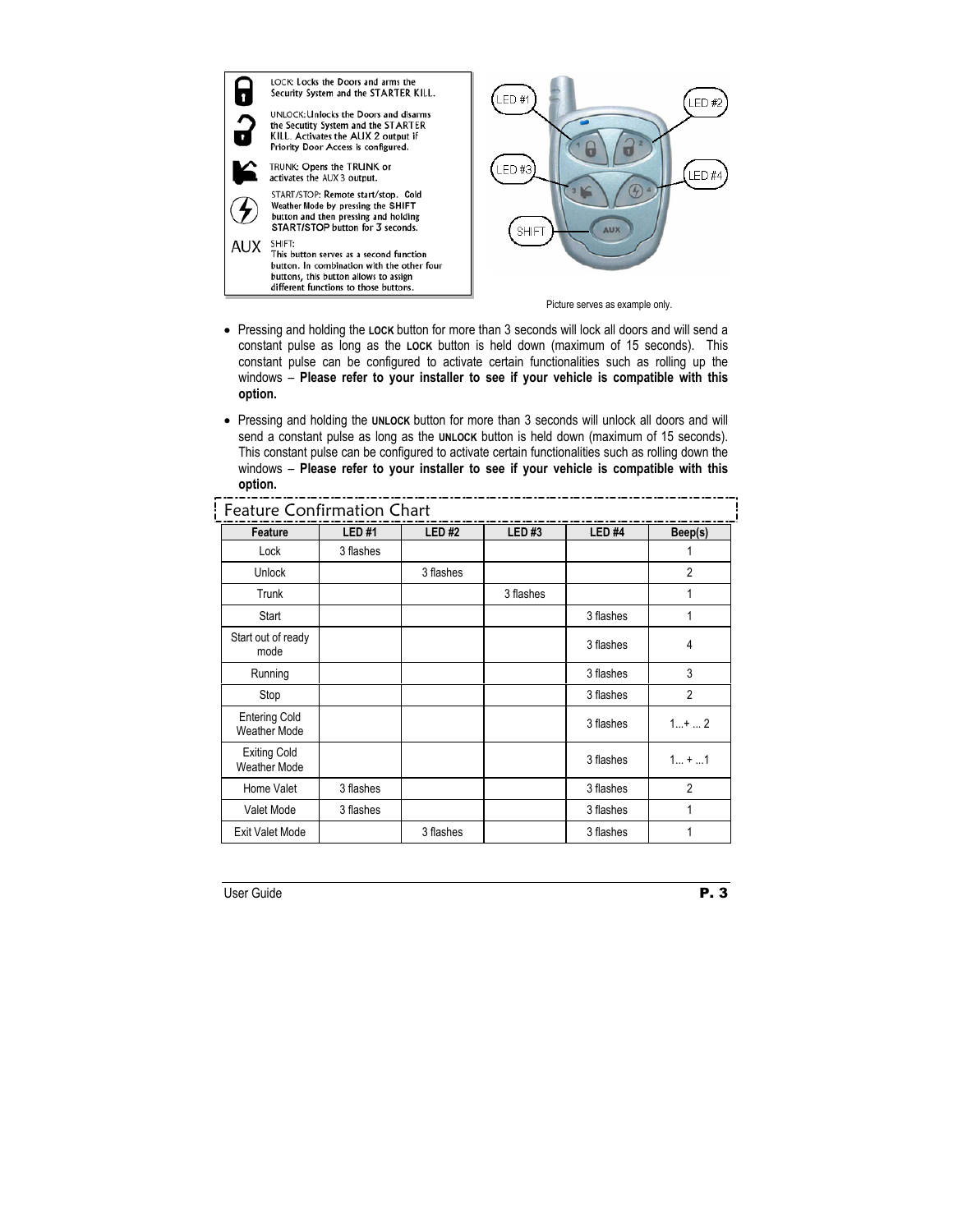LOCK: Locks the Doors and arms the Security System and the STARTER KILL.

UNLOCK: Unlocks the Doors and disarms the Secutity System and the STARTER KILL. Activates the AUX 2 output if Priority Door Access is configured.

TRUNK: Opens the TRUNK or activates the AUX 3 output.

START/STOP: Remote start/stop. Cold Weather Mode by pressing the SHIFT button and then pressing and holding START/STOP button for 3 seconds.

AUX SHIFT:
This button serves as a second function button. In combination with the other four buttons, this button allows to assign different functions to those buttons.

LED #1 LED #2 LED #3 LED #4 SHIFT

Picture serves as example only.

- Pressing and holding the **LOCK** button for more than 3 seconds will lock all doors and will send a constant pulse as long as the **LOCK** button is held down (maximum of 15 seconds). This constant pulse can be configured to activate certain functionalities such as rolling up the windows – **Please refer to your installer to see if your vehicle is compatible with this option.**

- Pressing and holding the **UNLOCK** button for more than 3 seconds will unlock all doors and will send a constant pulse as long as the **UNLOCK** button is held down (maximum of 15 seconds). This constant pulse can be configured to activate certain functionalities such as rolling down the windows – **Please refer to your installer to see if your vehicle is compatible with this option.**

## Feature Confirmation Chart

| Feature | LED #1 | LED #2 | LED #3 | LED #4 | Beep(s) |
|---|---|---|---|---|---|
| Lock | 3 flashes | | | | 1 |
| Unlock | | 3 flashes | | | 2 |
| Trunk | | | 3 flashes | | 1 |
| Start | | | | 3 flashes | 1 |
| Start out of ready mode | | | | 3 flashes | 4 |
| Running | | | | 3 flashes | 3 |
| Stop | | | | 3 flashes | 2 |
| Entering Cold Weather Mode | | | | 3 flashes | 1...+ ... 2 |
| Exiting Cold Weather Mode | | | | 3 flashes | 1... + ...1 |
| Home Valet | 3 flashes | | | 3 flashes | 2 |
| Valet Mode | 3 flashes | | | 3 flashes | 1 |
| Exit Valet Mode | | 3 flashes | | 3 flashes | 1 |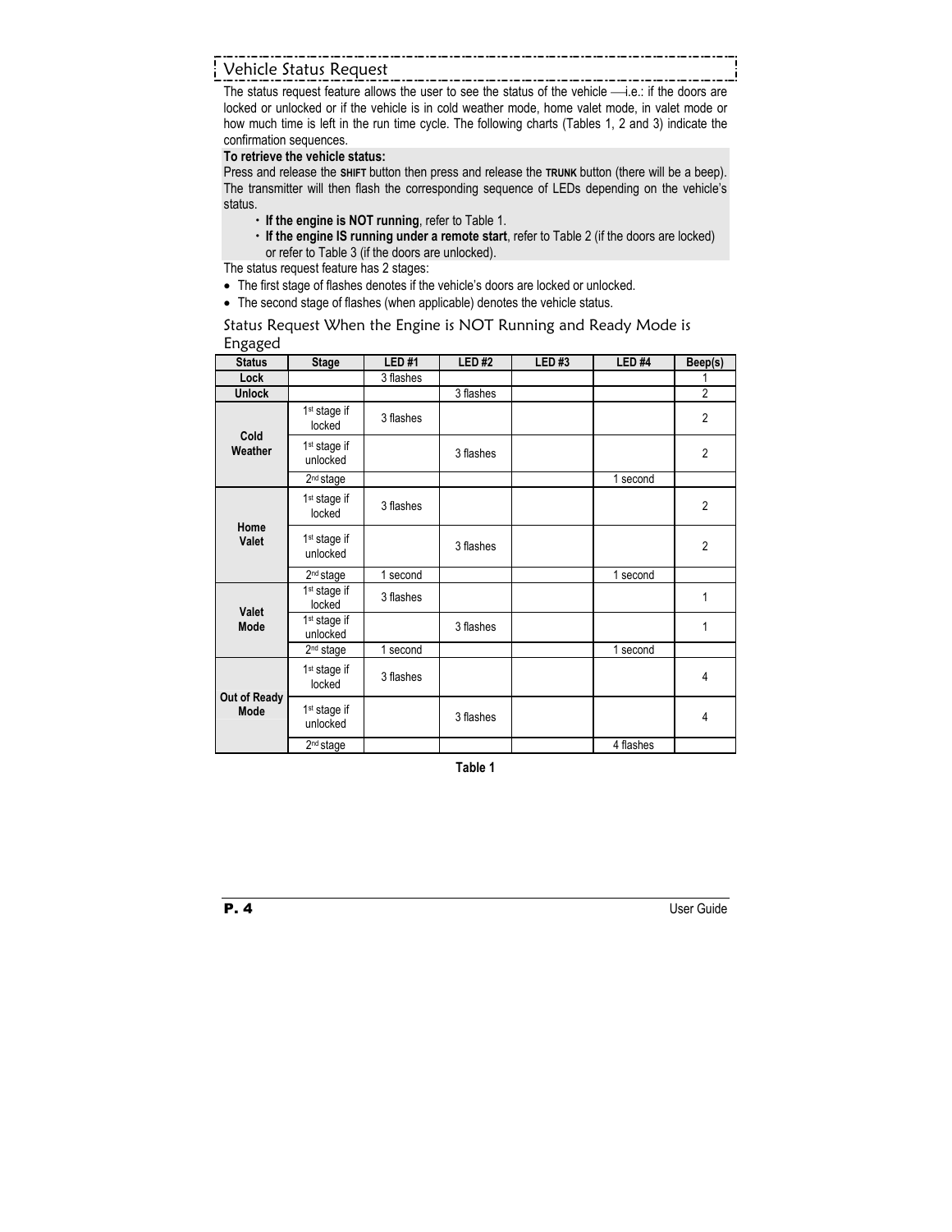## Vehicle Status Request

The status request feature allows the user to see the status of the vehicle —i.e.: if the doors are locked or unlocked or if the vehicle is in cold weather mode, home valet mode, in valet mode or how much time is left in the run time cycle. The following charts (Tables 1, 2 and 3) indicate the confirmation sequences.

**To retrieve the vehicle status:**

Press and release the **SHIFT** button then press and release the **TRUNK** button (there will be a beep). The transmitter will then flash the corresponding sequence of LEDs depending on the vehicle's status.

- **If the engine is NOT running**, refer to Table 1.
- **If the engine IS running under a remote start**, refer to Table 2 (if the doors are locked) or refer to Table 3 (if the doors are unlocked).

The status request feature has 2 stages:

- The first stage of flashes denotes if the vehicle's doors are locked or unlocked.
- The second stage of flashes (when applicable) denotes the vehicle status.

### Status Request When the Engine is NOT Running and Ready Mode is Engaged

| Status | Stage | LED #1 | LED #2 | LED #3 | LED #4 | Beep(s) |
|---|---|---|---|---|---|---|
| **Lock** | | 3 flashes | | | | 1 |
| **Unlock** | | | 3 flashes | | | 2 |
| **Cold Weather** | 1st stage if locked | 3 flashes | | | | 2 |
| | 1st stage if unlocked | | 3 flashes | | | 2 |
| | 2nd stage | | | | 1 second | |
| **Home Valet** | 1st stage if locked | 3 flashes | | | | 2 |
| | 1st stage if unlocked | | 3 flashes | | | 2 |
| | 2nd stage | 1 second | | | 1 second | |
| **Valet Mode** | 1st stage if locked | 3 flashes | | | | 1 |
| | 1st stage if unlocked | | 3 flashes | | | 1 |
| | 2nd stage | 1 second | | | 1 second | |
| **Out of Ready Mode** | 1st stage if locked | 3 flashes | | | | 4 |
| | 1st stage if unlocked | | 3 flashes | | | 4 |
| | 2nd stage | | | | 4 flashes | |

**Table 1**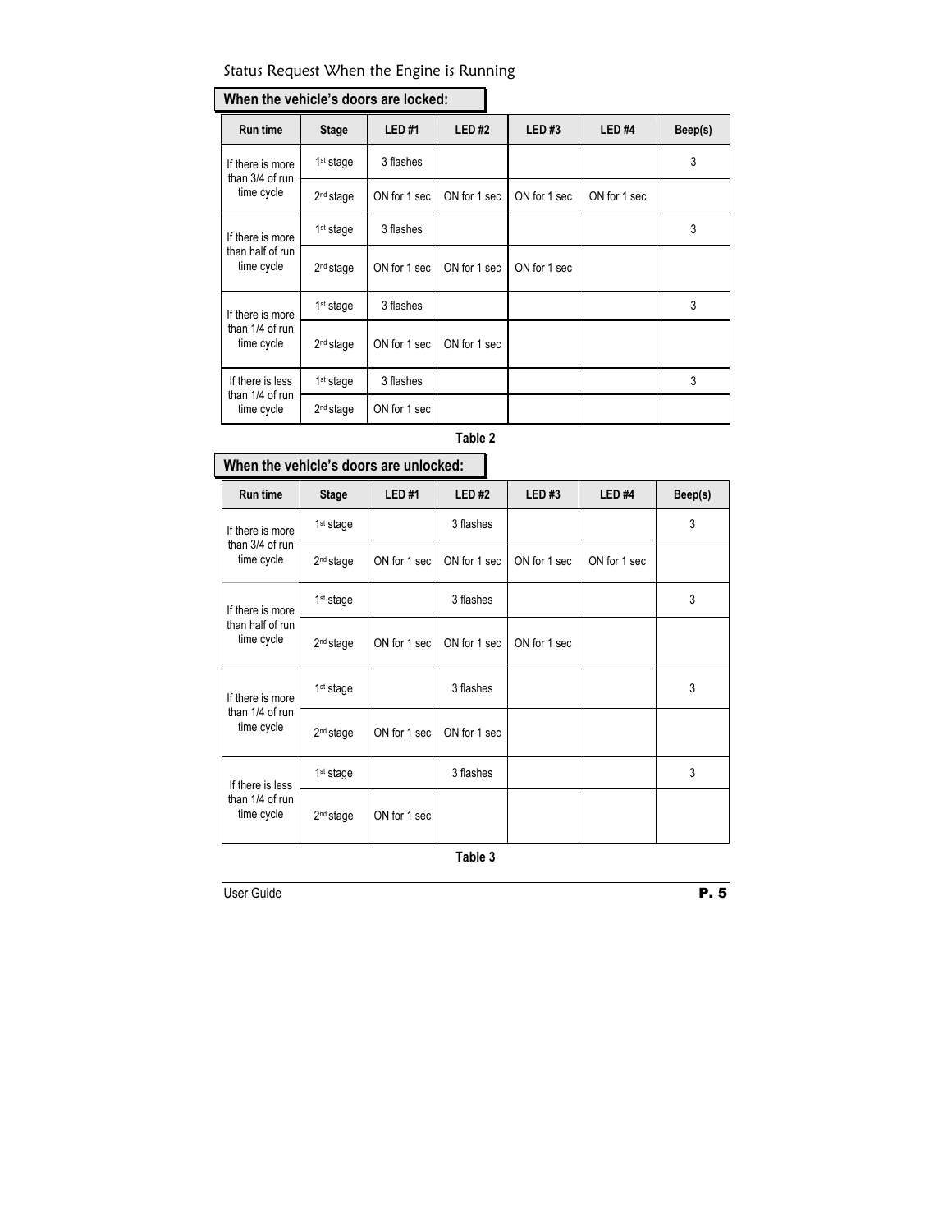## Status Request When the Engine is Running

### When the vehicle's doors are locked:

| Run time | Stage | LED #1 | LED #2 | LED #3 | LED #4 | Beep(s) |
|---|---|---|---|---|---|---|
| If there is more than 3/4 of run time cycle | 1st stage | 3 flashes | | | | 3 |
| | 2nd stage | ON for 1 sec | ON for 1 sec | ON for 1 sec | ON for 1 sec | |
| If there is more than half of run time cycle | 1st stage | 3 flashes | | | | 3 |
| | 2nd stage | ON for 1 sec | ON for 1 sec | ON for 1 sec | | |
| If there is more than 1/4 of run time cycle | 1st stage | 3 flashes | | | | 3 |
| | 2nd stage | ON for 1 sec | ON for 1 sec | | | |
| If there is less than 1/4 of run time cycle | 1st stage | 3 flashes | | | | 3 |
| | 2nd stage | ON for 1 sec | | | | |

**Table 2**

### When the vehicle's doors are unlocked:

| Run time | Stage | LED #1 | LED #2 | LED #3 | LED #4 | Beep(s) |
|---|---|---|---|---|---|---|
| If there is more than 3/4 of run time cycle | 1st stage | | 3 flashes | | | 3 |
| | 2nd stage | ON for 1 sec | ON for 1 sec | ON for 1 sec | ON for 1 sec | |
| If there is more than half of run time cycle | 1st stage | | 3 flashes | | | 3 |
| | 2nd stage | ON for 1 sec | ON for 1 sec | ON for 1 sec | | |
| If there is more than 1/4 of run time cycle | 1st stage | | 3 flashes | | | 3 |
| | 2nd stage | ON for 1 sec | ON for 1 sec | | | |
| If there is less than 1/4 of run time cycle | 1st stage | | 3 flashes | | | 3 |
| | 2nd stage | ON for 1 sec | | | | |

**Table 3**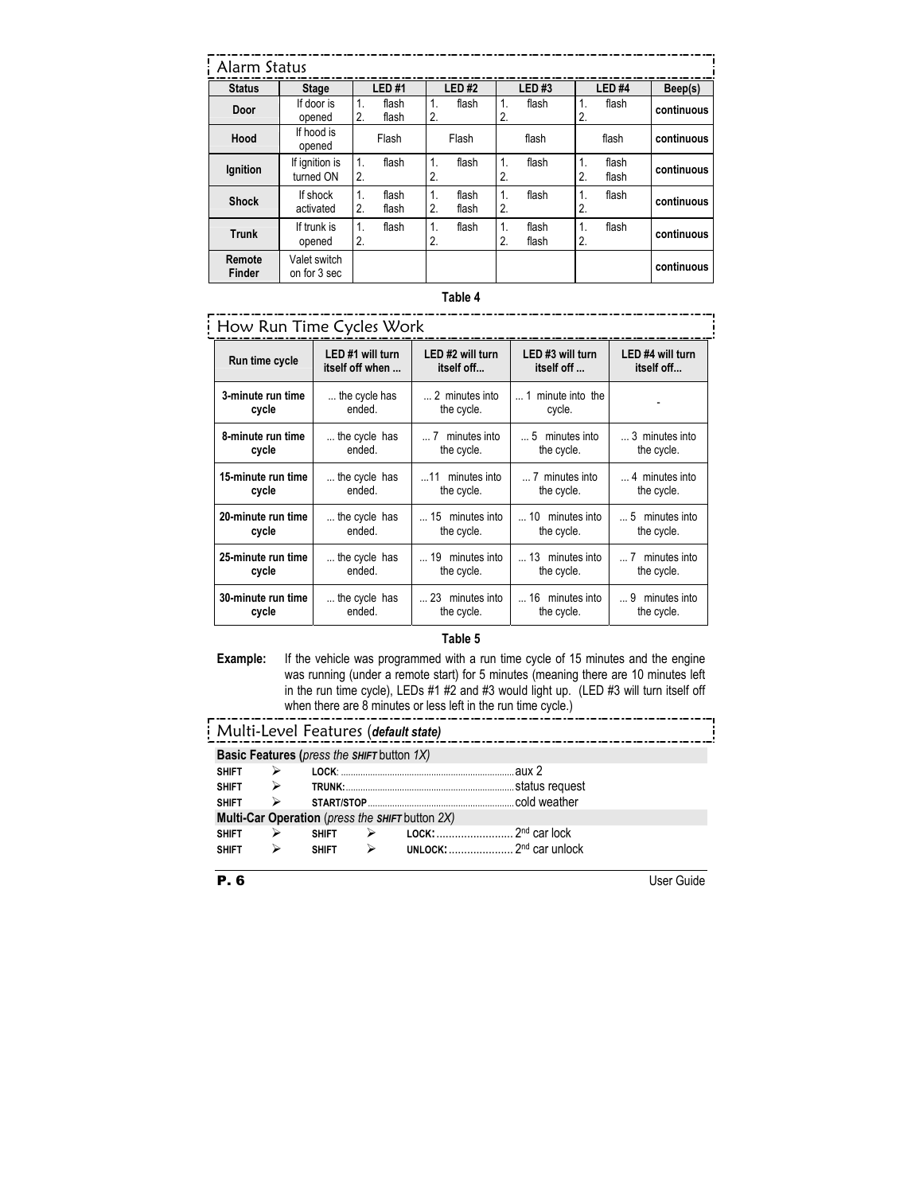## Alarm Status

| Status | Stage | LED #1 | LED #2 | LED #3 | LED #4 | Beep(s) |
|---|---|---|---|---|---|---|
| **Door** | If door is opened | 1. flash 2. flash | 1. flash 2. | 1. flash 2. | 1. flash 2. | **continuous** |
| **Hood** | If hood is opened | Flash | Flash | flash | flash | **continuous** |
| **Ignition** | If ignition is turned ON | 1. flash 2. | 1. flash 2. | 1. flash 2. | 1. flash 2. flash | **continuous** |
| **Shock** | If shock activated | 1. flash 2. flash | 1. flash 2. flash | 1. flash 2. | 1. flash 2. | **continuous** |
| **Trunk** | If trunk is opened | 1. flash 2. | 1. flash 2. | 1. flash 2. flash | 1. flash 2. | **continuous** |
| **Remote Finder** | Valet switch on for 3 sec | | | | | **continuous** |

**Table 4**

## How Run Time Cycles Work

| Run time cycle | LED #1 will turn itself off when ... | LED #2 will turn itself off... | LED #3 will turn itself off ... | LED #4 will turn itself off... |
|---|---|---|---|---|
| **3-minute run time cycle** | ... the cycle has ended. | ... 2 minutes into the cycle. | ... 1 minute into the cycle. | - |
| **8-minute run time cycle** | ... the cycle has ended. | ... 7 minutes into the cycle. | ... 5 minutes into the cycle. | ... 3 minutes into the cycle. |
| **15-minute run time cycle** | ... the cycle has ended. | ...11 minutes into the cycle. | ... 7 minutes into the cycle. | ... 4 minutes into the cycle. |
| **20-minute run time cycle** | ... the cycle has ended. | ... 15 minutes into the cycle. | ... 10 minutes into the cycle. | ... 5 minutes into the cycle. |
| **25-minute run time cycle** | ... the cycle has ended. | ... 19 minutes into the cycle. | ... 13 minutes into the cycle. | ... 7 minutes into the cycle. |
| **30-minute run time cycle** | ... the cycle has ended. | ... 23 minutes into the cycle. | ... 16 minutes into the cycle. | ... 9 minutes into the cycle. |

**Table 5**

**Example:** If the vehicle was programmed with a run time cycle of 15 minutes and the engine was running (under a remote start) for 5 minutes (meaning there are 10 minutes left in the run time cycle), LEDs #1 #2 and #3 would light up. (LED #3 will turn itself off when there are 8 minutes or less left in the run time cycle.)

## Multi-Level Features (*default state*)

**Basic Features (***press the* ***SHIFT*** *button 1X*)

**SHIFT** ➢ **LOCK**: .......................... aux 2
**SHIFT** ➢ **TRUNK**: .......................... status request
**SHIFT** ➢ **START/STOP** .......................... cold weather

**Multi-Car Operation** (*press the* ***SHIFT*** *button 2X*)

**SHIFT** ➢ **SHIFT** ➢ **LOCK:** .......................... 2nd car lock
**SHIFT** ➢ **SHIFT** ➢ **UNLOCK:** .......................... 2nd car unlock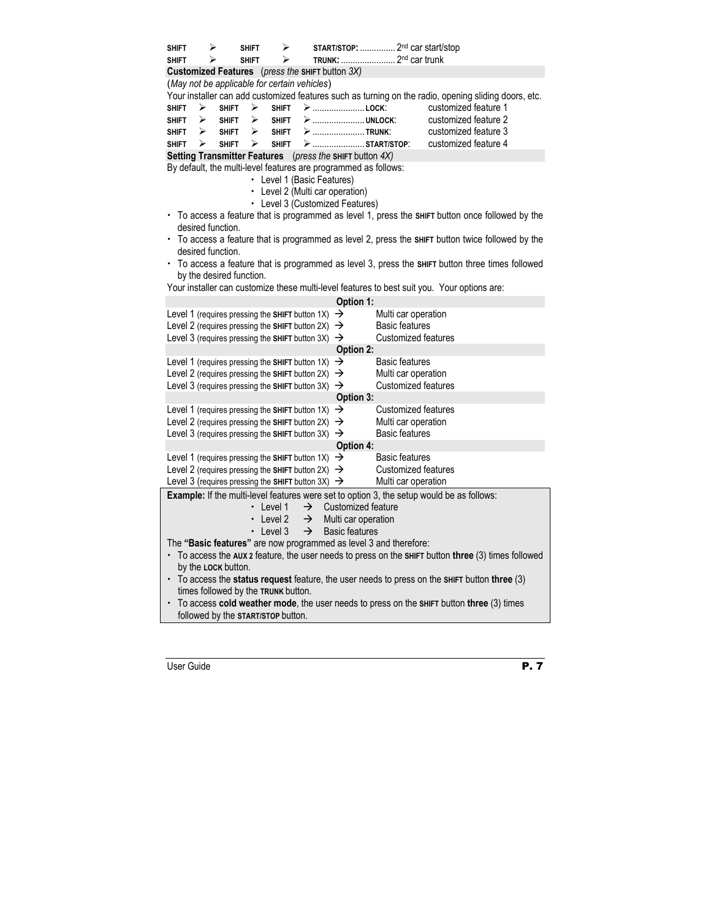SHIFT ➢ SHIFT ➢ START/STOP: ............... 2nd car start/stop
SHIFT ➢ SHIFT ➢ TRUNK: ....................... 2nd car trunk

**Customized Features** (*press the* SHIFT button *3X)*

(*May not be applicable for certain vehicles*)

Your installer can add customized features such as turning on the radio, opening sliding doors, etc.

SHIFT ➢ SHIFT ➢ SHIFT ➢ ...................... LOCK: customized feature 1
SHIFT ➢ SHIFT ➢ SHIFT ➢ ...................... UNLOCK: customized feature 2
SHIFT ➢ SHIFT ➢ SHIFT ➢ ...................... TRUNK: customized feature 3
SHIFT ➢ SHIFT ➢ SHIFT ➢ ...................... START/STOP: customized feature 4

**Setting Transmitter Features** (*press the* SHIFT button *4X)*

By default, the multi-level features are programmed as follows:

- Level 1 (Basic Features)
- Level 2 (Multi car operation)
- Level 3 (Customized Features)

- To access a feature that is programmed as level 1, press the SHIFT button once followed by the desired function.
- To access a feature that is programmed as level 2, press the SHIFT button twice followed by the desired function.
- To access a feature that is programmed as level 3, press the SHIFT button three times followed by the desired function.

Your installer can customize these multi-level features to best suit you. Your options are:

| **Option 1:** | | |
|---|---|---|
| Level 1 (requires pressing the **SHIFT** button 1X) | → | Multi car operation |
| Level 2 (requires pressing the **SHIFT** button 2X) | → | Basic features |
| Level 3 (requires pressing the **SHIFT** button 3X) | → | Customized features |
| **Option 2:** | | |
| Level 1 (requires pressing the **SHIFT** button 1X) | → | Basic features |
| Level 2 (requires pressing the **SHIFT** button 2X) | → | Multi car operation |
| Level 3 (requires pressing the **SHIFT** button 3X) | → | Customized features |
| **Option 3:** | | |
| Level 1 (requires pressing the **SHIFT** button 1X) | → | Customized features |
| Level 2 (requires pressing the **SHIFT** button 2X) | → | Multi car operation |
| Level 3 (requires pressing the **SHIFT** button 3X) | → | Basic features |
| **Option 4:** | | |
| Level 1 (requires pressing the **SHIFT** button 1X) | → | Basic features |
| Level 2 (requires pressing the **SHIFT** button 2X) | → | Customized features |
| Level 3 (requires pressing the **SHIFT** button 3X) | → | Multi car operation |

**Example:** If the multi-level features were set to option 3, the setup would be as follows:

- Level 1 → Customized feature
- Level 2 → Multi car operation
- Level 3 → Basic features

The **"Basic features"** are now programmed as level 3 and therefore:

- To access the **AUX 2** feature, the user needs to press on the **SHIFT** button **three** (3) times followed by the **LOCK** button.
- To access the **status request** feature, the user needs to press on the **SHIFT** button **three** (3) times followed by the **TRUNK** button.
- To access **cold weather mode**, the user needs to press on the **SHIFT** button **three** (3) times followed by the **START/STOP** button.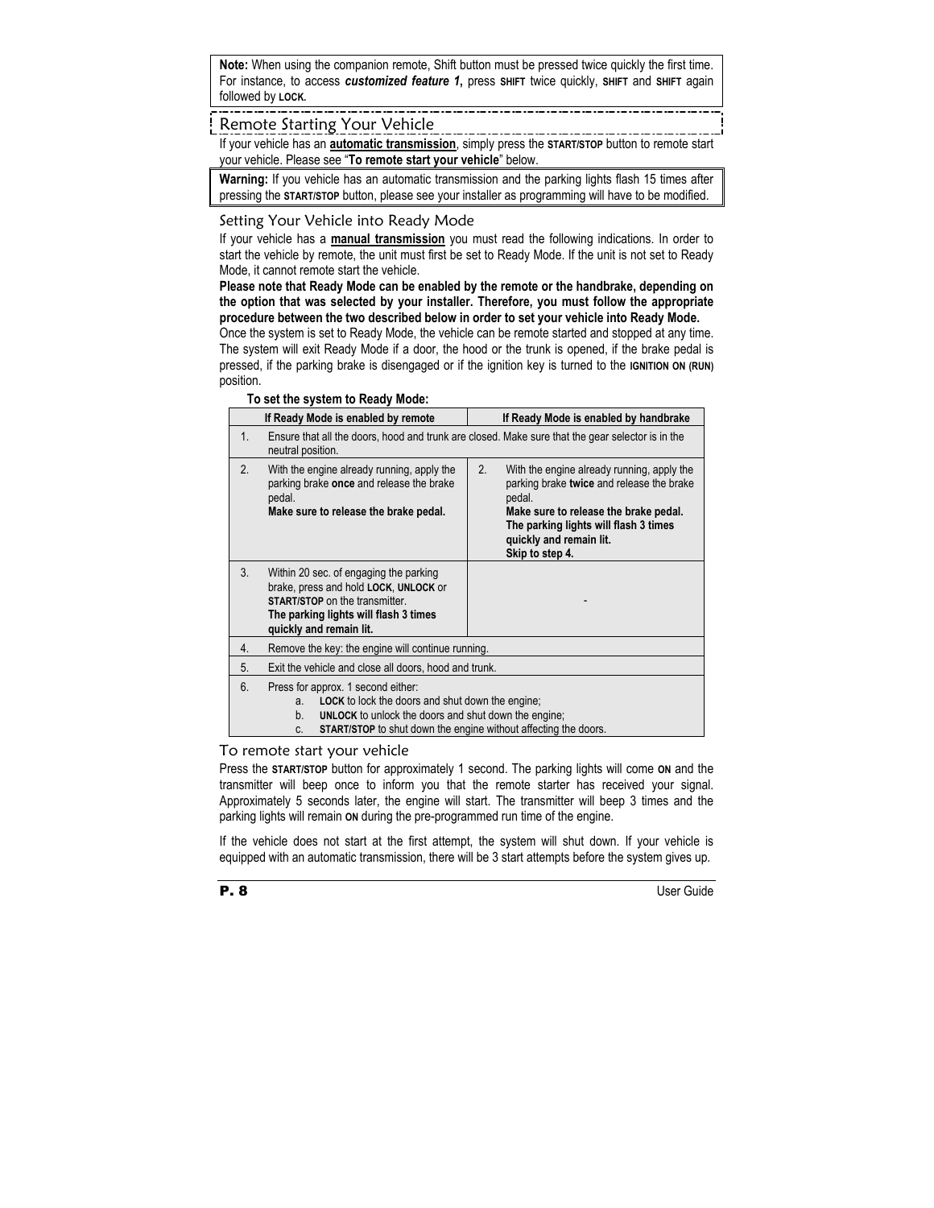**Note:** When using the companion remote, Shift button must be pressed twice quickly the first time. For instance, to access ***customized feature 1***, press **SHIFT** twice quickly, **SHIFT** and **SHIFT** again followed by **LOCK**.

## Remote Starting Your Vehicle

If your vehicle has an **automatic transmission**, simply press the **START/STOP** button to remote start your vehicle. Please see "**To remote start your vehicle**" below.

**Warning:** If you vehicle has an automatic transmission and the parking lights flash 15 times after pressing the **START/STOP** button, please see your installer as programming will have to be modified.

### Setting Your Vehicle into Ready Mode

If your vehicle has a **manual transmission** you must read the following indications. In order to start the vehicle by remote, the unit must first be set to Ready Mode. If the unit is not set to Ready Mode, it cannot remote start the vehicle.

**Please note that Ready Mode can be enabled by the remote or the handbrake, depending on the option that was selected by your installer. Therefore, you must follow the appropriate procedure between the two described below in order to set your vehicle into Ready Mode.**

Once the system is set to Ready Mode, the vehicle can be remote started and stopped at any time. The system will exit Ready Mode if a door, the hood or the trunk is opened, if the brake pedal is pressed, if the parking brake is disengaged or if the ignition key is turned to the **IGNITION ON (RUN)** position.

**To set the system to Ready Mode:**

| If Ready Mode is enabled by remote | If Ready Mode is enabled by handbrake |
|---|---|
| 1. Ensure that all the doors, hood and trunk are closed. Make sure that the gear selector is in the neutral position. | |
| 2. With the engine already running, apply the parking brake **once** and release the brake pedal. **Make sure to release the brake pedal.** | 2. With the engine already running, apply the parking brake **twice** and release the brake pedal. **Make sure to release the brake pedal. The parking lights will flash 3 times quickly and remain lit. Skip to step 4.** |
| 3. Within 20 sec. of engaging the parking brake, press and hold **LOCK**, **UNLOCK** or **START/STOP** on the transmitter. **The parking lights will flash 3 times quickly and remain lit.** | - |
| 4. Remove the key: the engine will continue running. | |
| 5. Exit the vehicle and close all doors, hood and trunk. | |
| 6. Press for approx. 1 second either: a. **LOCK** to lock the doors and shut down the engine; b. **UNLOCK** to unlock the doors and shut down the engine; c. **START/STOP** to shut down the engine without affecting the doors. | |

### To remote start your vehicle

Press the **START/STOP** button for approximately 1 second. The parking lights will come **ON** and the transmitter will beep once to inform you that the remote starter has received your signal. Approximately 5 seconds later, the engine will start. The transmitter will beep 3 times and the parking lights will remain **ON** during the pre-programmed run time of the engine.

If the vehicle does not start at the first attempt, the system will shut down. If your vehicle is equipped with an automatic transmission, there will be 3 start attempts before the system gives up.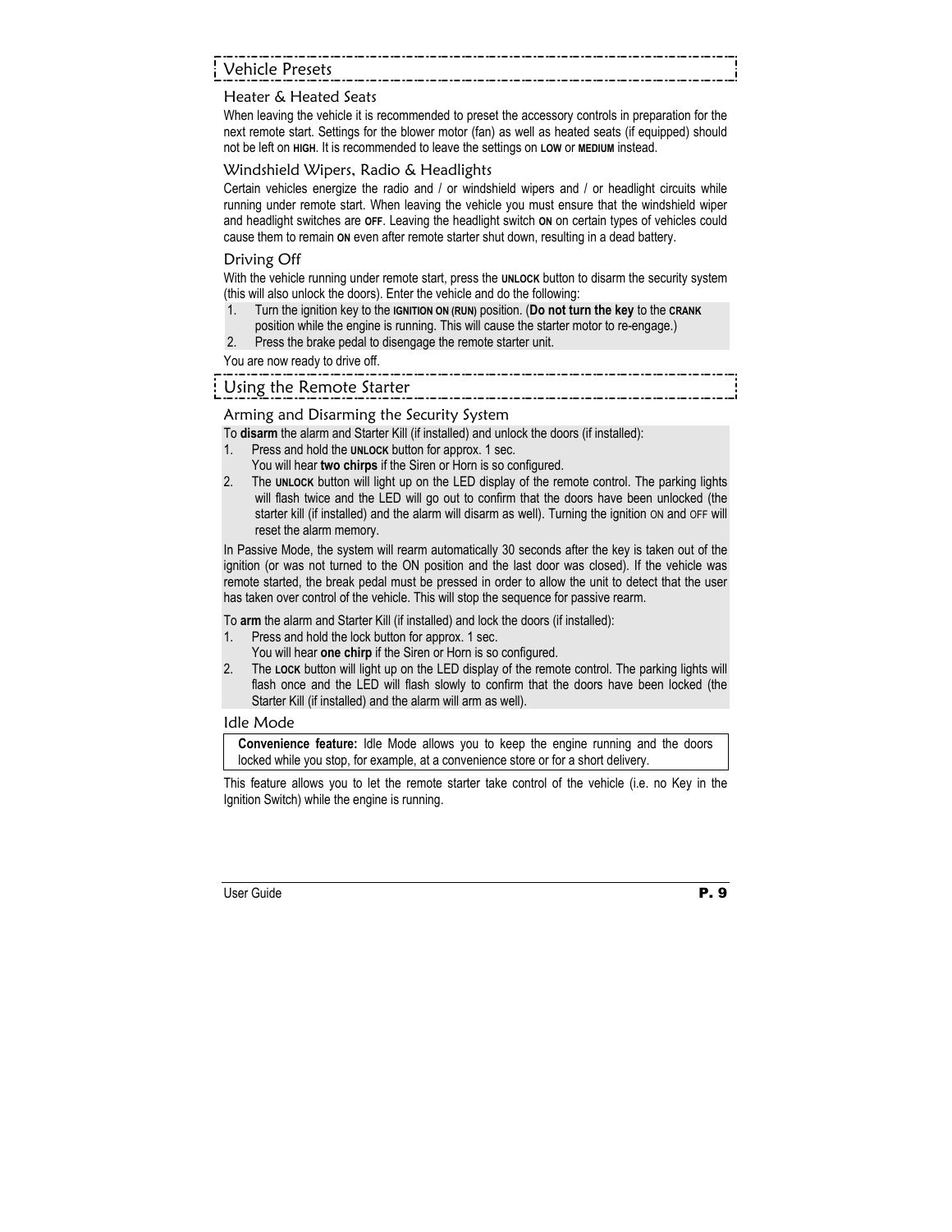## Vehicle Presets

### Heater & Heated Seats

When leaving the vehicle it is recommended to preset the accessory controls in preparation for the next remote start. Settings for the blower motor (fan) as well as heated seats (if equipped) should not be left on **HIGH**. It is recommended to leave the settings on **LOW** or **MEDIUM** instead.

### Windshield Wipers, Radio & Headlights

Certain vehicles energize the radio and / or windshield wipers and / or headlight circuits while running under remote start. When leaving the vehicle you must ensure that the windshield wiper and headlight switches are **OFF**. Leaving the headlight switch **ON** on certain types of vehicles could cause them to remain **ON** even after remote starter shut down, resulting in a dead battery.

### Driving Off

With the vehicle running under remote start, press the **UNLOCK** button to disarm the security system (this will also unlock the doors). Enter the vehicle and do the following:

1. Turn the ignition key to the **IGNITION ON (RUN)** position. (**Do not turn the key** to the **CRANK** position while the engine is running. This will cause the starter motor to re-engage.)
2. Press the brake pedal to disengage the remote starter unit.

You are now ready to drive off.

## Using the Remote Starter

### Arming and Disarming the Security System

To **disarm** the alarm and Starter Kill (if installed) and unlock the doors (if installed):

1. Press and hold the **UNLOCK** button for approx. 1 sec.
   You will hear **two chirps** if the Siren or Horn is so configured.
2. The **UNLOCK** button will light up on the LED display of the remote control. The parking lights will flash twice and the LED will go out to confirm that the doors have been unlocked (the starter kill (if installed) and the alarm will disarm as well). Turning the ignition ON and OFF will reset the alarm memory.

In Passive Mode, the system will rearm automatically 30 seconds after the key is taken out of the ignition (or was not turned to the ON position and the last door was closed). If the vehicle was remote started, the break pedal must be pressed in order to allow the unit to detect that the user has taken over control of the vehicle. This will stop the sequence for passive rearm.

To **arm** the alarm and Starter Kill (if installed) and lock the doors (if installed):

1. Press and hold the lock button for approx. 1 sec.
   You will hear **one chirp** if the Siren or Horn is so configured.
2. The **LOCK** button will light up on the LED display of the remote control. The parking lights will flash once and the LED will flash slowly to confirm that the doors have been locked (the Starter Kill (if installed) and the alarm will arm as well).

### Idle Mode

**Convenience feature:** Idle Mode allows you to keep the engine running and the doors locked while you stop, for example, at a convenience store or for a short delivery.

This feature allows you to let the remote starter take control of the vehicle (i.e. no Key in the Ignition Switch) while the engine is running.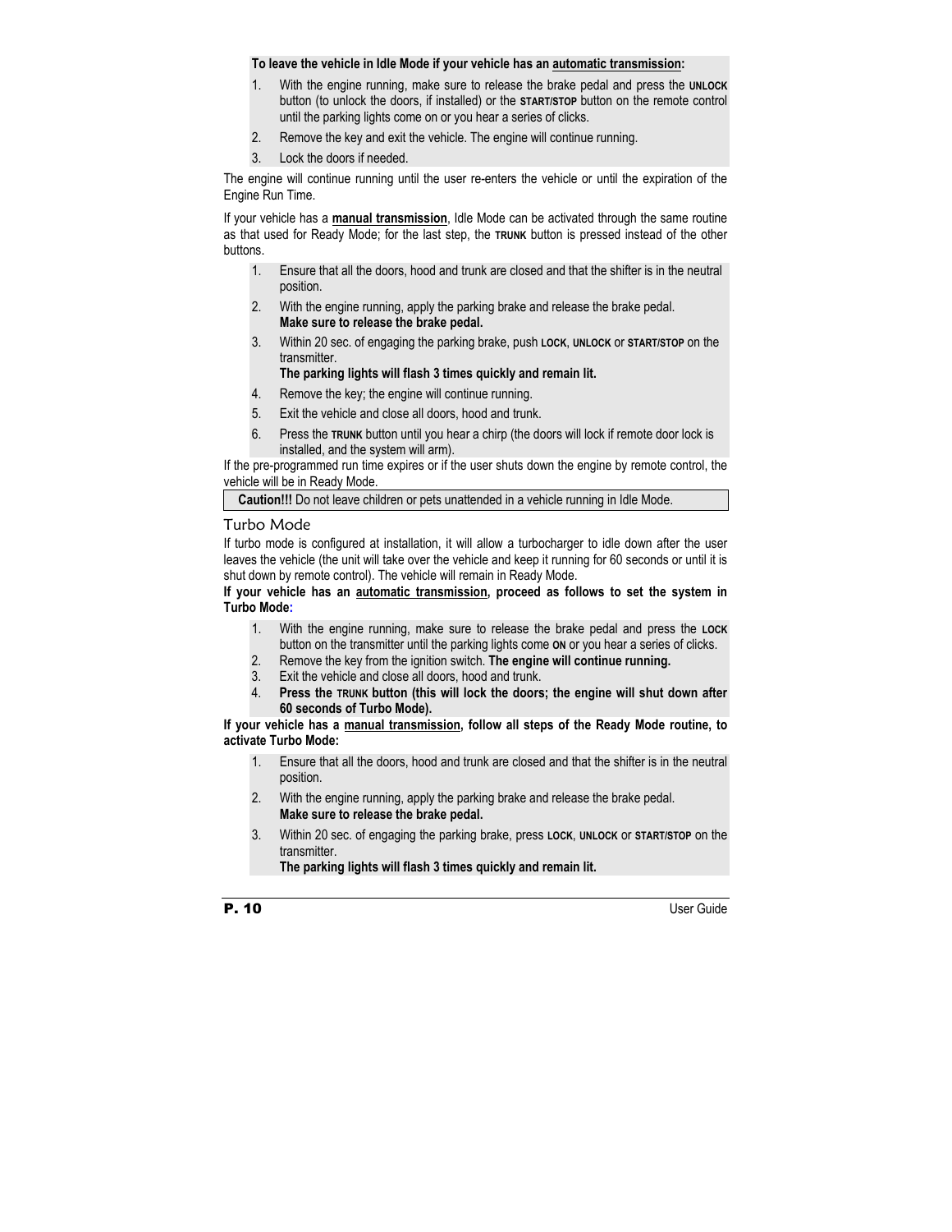**To leave the vehicle in Idle Mode if your vehicle has an automatic transmission:**

1. With the engine running, make sure to release the brake pedal and press the **UNLOCK** button (to unlock the doors, if installed) or the **START/STOP** button on the remote control until the parking lights come on or you hear a series of clicks.
2. Remove the key and exit the vehicle. The engine will continue running.
3. Lock the doors if needed.

The engine will continue running until the user re-enters the vehicle or until the expiration of the Engine Run Time.

If your vehicle has a **manual transmission**, Idle Mode can be activated through the same routine as that used for Ready Mode; for the last step, the **TRUNK** button is pressed instead of the other buttons.

1. Ensure that all the doors, hood and trunk are closed and that the shifter is in the neutral position.
2. With the engine running, apply the parking brake and release the brake pedal.
   **Make sure to release the brake pedal.**
3. Within 20 sec. of engaging the parking brake, push **LOCK**, **UNLOCK** or **START/STOP** on the transmitter.
   **The parking lights will flash 3 times quickly and remain lit.**
4. Remove the key; the engine will continue running.
5. Exit the vehicle and close all doors, hood and trunk.
6. Press the **TRUNK** button until you hear a chirp (the doors will lock if remote door lock is installed, and the system will arm).

If the pre-programmed run time expires or if the user shuts down the engine by remote control, the vehicle will be in Ready Mode.

**Caution!!!** Do not leave children or pets unattended in a vehicle running in Idle Mode.

## Turbo Mode

If turbo mode is configured at installation, it will allow a turbocharger to idle down after the user leaves the vehicle (the unit will take over the vehicle and keep it running for 60 seconds or until it is shut down by remote control). The vehicle will remain in Ready Mode.

**If your vehicle has an automatic transmission, proceed as follows to set the system in Turbo Mode:**

1. With the engine running, make sure to release the brake pedal and press the **LOCK** button on the transmitter until the parking lights come **ON** or you hear a series of clicks.
2. Remove the key from the ignition switch. **The engine will continue running.**
3. Exit the vehicle and close all doors, hood and trunk.
4. **Press the TRUNK button (this will lock the doors; the engine will shut down after 60 seconds of Turbo Mode).**

**If your vehicle has a manual transmission, follow all steps of the Ready Mode routine, to activate Turbo Mode:**

1. Ensure that all the doors, hood and trunk are closed and that the shifter is in the neutral position.
2. With the engine running, apply the parking brake and release the brake pedal.
   **Make sure to release the brake pedal.**
3. Within 20 sec. of engaging the parking brake, press **LOCK**, **UNLOCK** or **START/STOP** on the transmitter.
   **The parking lights will flash 3 times quickly and remain lit.**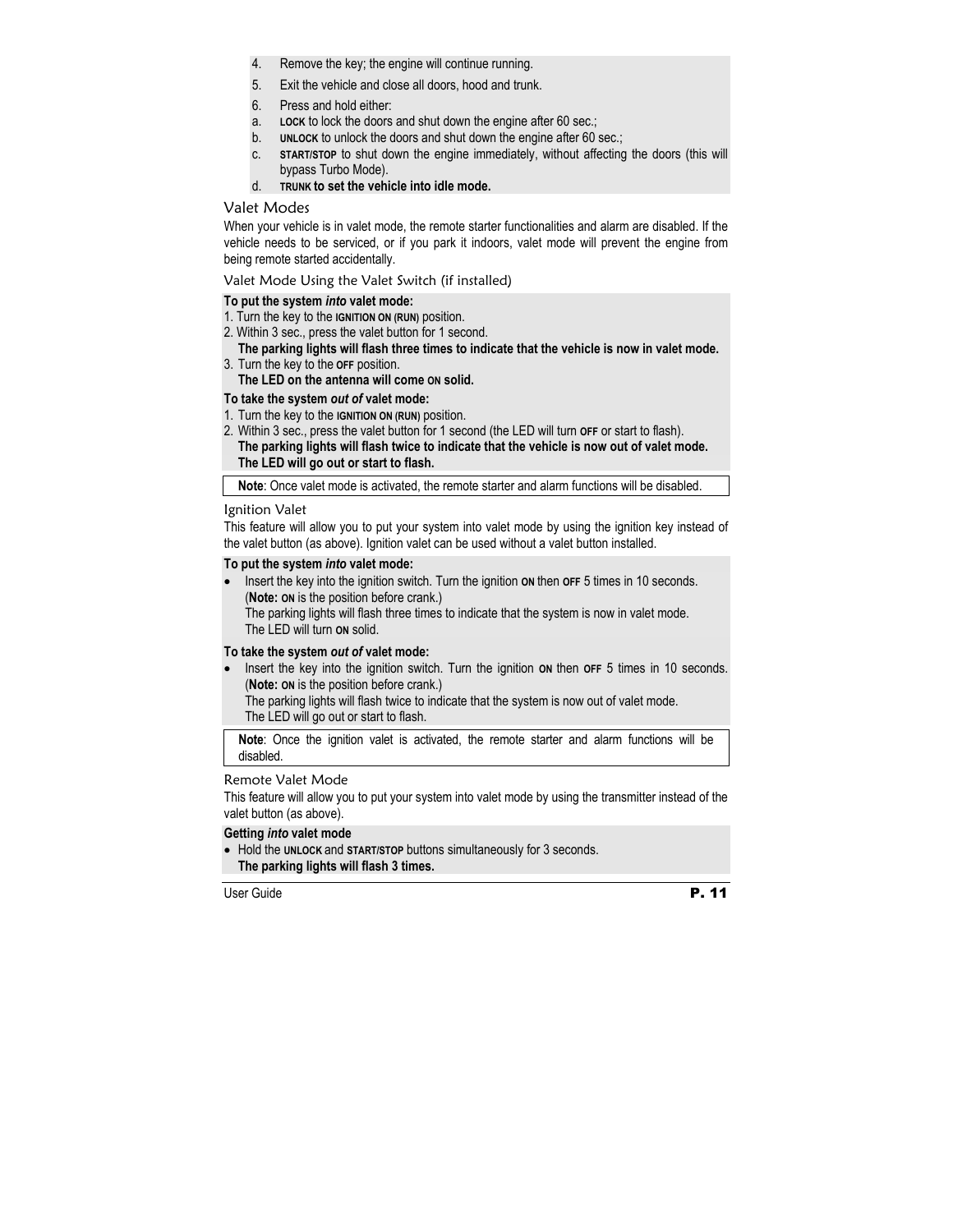4. Remove the key; the engine will continue running.
5. Exit the vehicle and close all doors, hood and trunk.
6. Press and hold either:
   a. **LOCK** to lock the doors and shut down the engine after 60 sec.;
   b. **UNLOCK** to unlock the doors and shut down the engine after 60 sec.;
   c. **START/STOP** to shut down the engine immediately, without affecting the doors (this will bypass Turbo Mode).
   d. **TRUNK to set the vehicle into idle mode.**

## Valet Modes

When your vehicle is in valet mode, the remote starter functionalities and alarm are disabled. If the vehicle needs to be serviced, or if you park it indoors, valet mode will prevent the engine from being remote started accidentally.

### Valet Mode Using the Valet Switch (if installed)

**To put the system *into* valet mode:**

1. Turn the key to the **IGNITION ON (RUN)** position.
2. Within 3 sec., press the valet button for 1 second.
   **The parking lights will flash three times to indicate that the vehicle is now in valet mode.**
3. Turn the key to the **OFF** position.
   **The LED on the antenna will come ON solid.**

**To take the system *out of* valet mode:**

1. Turn the key to the **IGNITION ON (RUN)** position.
2. Within 3 sec., press the valet button for 1 second (the LED will turn **OFF** or start to flash).
   **The parking lights will flash twice to indicate that the vehicle is now out of valet mode.**
   **The LED will go out or start to flash.**

**Note**: Once valet mode is activated, the remote starter and alarm functions will be disabled.

### Ignition Valet

This feature will allow you to put your system into valet mode by using the ignition key instead of the valet button (as above). Ignition valet can be used without a valet button installed.

**To put the system *into* valet mode:**

- Insert the key into the ignition switch. Turn the ignition **ON** then **OFF** 5 times in 10 seconds. (**Note: ON** is the position before crank.)
  The parking lights will flash three times to indicate that the system is now in valet mode.
  The LED will turn **ON** solid.

**To take the system *out of* valet mode:**

- Insert the key into the ignition switch. Turn the ignition **ON** then **OFF** 5 times in 10 seconds. (**Note: ON** is the position before crank.)
  The parking lights will flash twice to indicate that the system is now out of valet mode.
  The LED will go out or start to flash.

**Note**: Once the ignition valet is activated, the remote starter and alarm functions will be disabled.

### Remote Valet Mode

This feature will allow you to put your system into valet mode by using the transmitter instead of the valet button (as above).

**Getting *into* valet mode**

- Hold the **UNLOCK** and **START/STOP** buttons simultaneously for 3 seconds.
  **The parking lights will flash 3 times.**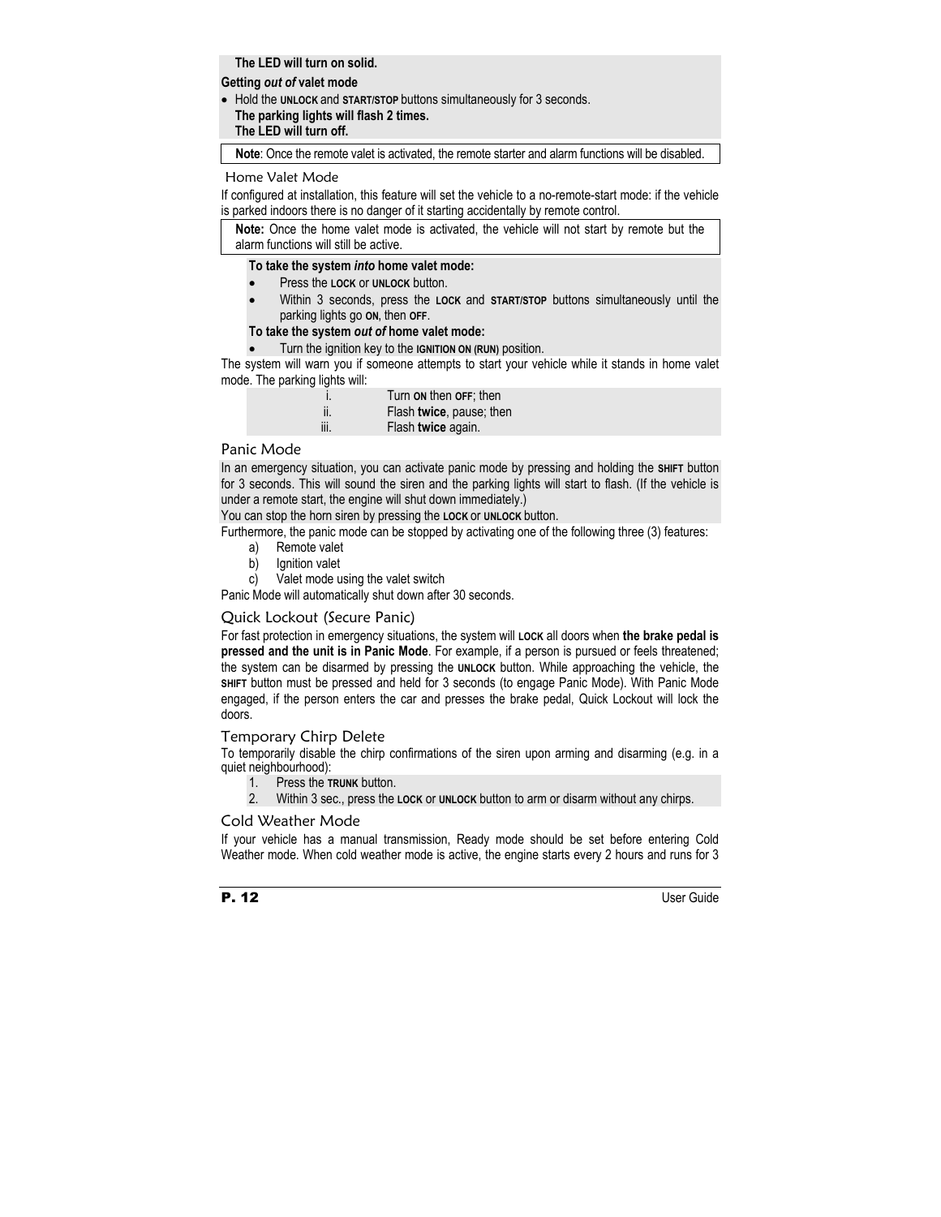**The LED will turn on solid.**

**Getting *out of* valet mode**

- Hold the **UNLOCK** and **START/STOP** buttons simultaneously for 3 seconds.
  **The parking lights will flash 2 times.**
  **The LED will turn off.**

**Note**: Once the remote valet is activated, the remote starter and alarm functions will be disabled.

### Home Valet Mode

If configured at installation, this feature will set the vehicle to a no-remote-start mode: if the vehicle is parked indoors there is no danger of it starting accidentally by remote control.

**Note:** Once the home valet mode is activated, the vehicle will not start by remote but the alarm functions will still be active.

**To take the system *into* home valet mode:**

- Press the **LOCK** or **UNLOCK** button.
- Within 3 seconds, press the **LOCK** and **START/STOP** buttons simultaneously until the parking lights go **ON**, then **OFF**.

**To take the system *out of* home valet mode:**

- Turn the ignition key to the **IGNITION ON (RUN)** position.

The system will warn you if someone attempts to start your vehicle while it stands in home valet mode. The parking lights will:

i. Turn **ON** then **OFF**; then
ii. Flash **twice**, pause; then
iii. Flash **twice** again.

### Panic Mode

In an emergency situation, you can activate panic mode by pressing and holding the **SHIFT** button for 3 seconds. This will sound the siren and the parking lights will start to flash. (If the vehicle is under a remote start, the engine will shut down immediately.)

You can stop the horn siren by pressing the **LOCK** or **UNLOCK** button.

Furthermore, the panic mode can be stopped by activating one of the following three (3) features:

a) Remote valet
b) Ignition valet
c) Valet mode using the valet switch

Panic Mode will automatically shut down after 30 seconds.

### Quick Lockout (Secure Panic)

For fast protection in emergency situations, the system will **LOCK** all doors when **the brake pedal is pressed and the unit is in Panic Mode**. For example, if a person is pursued or feels threatened; the system can be disarmed by pressing the **UNLOCK** button. While approaching the vehicle, the **SHIFT** button must be pressed and held for 3 seconds (to engage Panic Mode). With Panic Mode engaged, if the person enters the car and presses the brake pedal, Quick Lockout will lock the doors.

### Temporary Chirp Delete

To temporarily disable the chirp confirmations of the siren upon arming and disarming (e.g. in a quiet neighbourhood):

1. Press the **TRUNK** button.
2. Within 3 sec., press the **LOCK** or **UNLOCK** button to arm or disarm without any chirps.

### Cold Weather Mode

If your vehicle has a manual transmission, Ready mode should be set before entering Cold Weather mode. When cold weather mode is active, the engine starts every 2 hours and runs for 3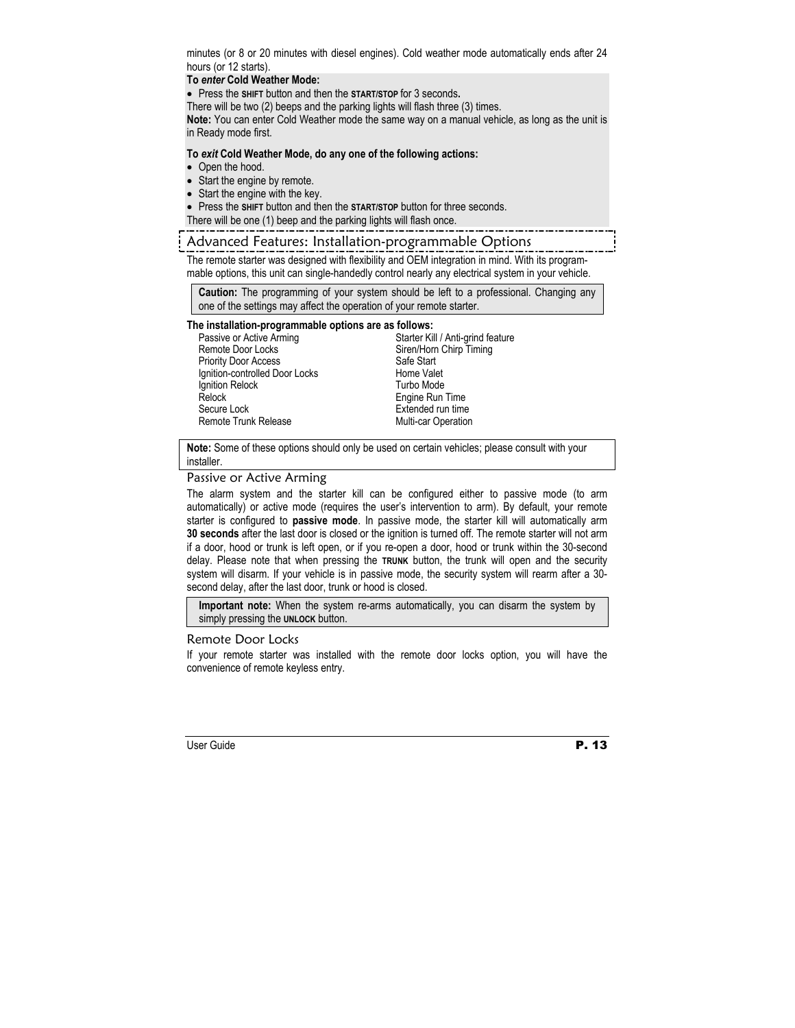minutes (or 8 or 20 minutes with diesel engines). Cold weather mode automatically ends after 24 hours (or 12 starts).

**To *enter* Cold Weather Mode:**

- Press the **SHIFT** button and then the **START/STOP** for 3 seconds**.**

There will be two (2) beeps and the parking lights will flash three (3) times.

**Note:** You can enter Cold Weather mode the same way on a manual vehicle, as long as the unit is in Ready mode first.

**To *exit* Cold Weather Mode, do any one of the following actions:**

- Open the hood.
- Start the engine by remote.
- Start the engine with the key.
- Press the **SHIFT** button and then the **START/STOP** button for three seconds.

There will be one (1) beep and the parking lights will flash once.

## Advanced Features: Installation-programmable Options

The remote starter was designed with flexibility and OEM integration in mind. With its programmable options, this unit can single-handedly control nearly any electrical system in your vehicle.

> **Caution:** The programming of your system should be left to a professional. Changing any one of the settings may affect the operation of your remote starter.

**The installation-programmable options are as follows:**

| | |
|---|---|
| Passive or Active Arming | Starter Kill / Anti-grind feature |
| Remote Door Locks | Siren/Horn Chirp Timing |
| Priority Door Access | Safe Start |
| Ignition-controlled Door Locks | Home Valet |
| Ignition Relock | Turbo Mode |
| Relock | Engine Run Time |
| Secure Lock | Extended run time |
| Remote Trunk Release | Multi-car Operation |

> **Note:** Some of these options should only be used on certain vehicles; please consult with your installer.

### Passive or Active Arming

The alarm system and the starter kill can be configured either to passive mode (to arm automatically) or active mode (requires the user's intervention to arm). By default, your remote starter is configured to **passive mode**. In passive mode, the starter kill will automatically arm **30 seconds** after the last door is closed or the ignition is turned off. The remote starter will not arm if a door, hood or trunk is left open, or if you re-open a door, hood or trunk within the 30-second delay. Please note that when pressing the **TRUNK** button, the trunk will open and the security system will disarm. If your vehicle is in passive mode, the security system will rearm after a 30-second delay, after the last door, trunk or hood is closed.

> **Important note:** When the system re-arms automatically, you can disarm the system by simply pressing the **UNLOCK** button.

### Remote Door Locks

If your remote starter was installed with the remote door locks option, you will have the convenience of remote keyless entry.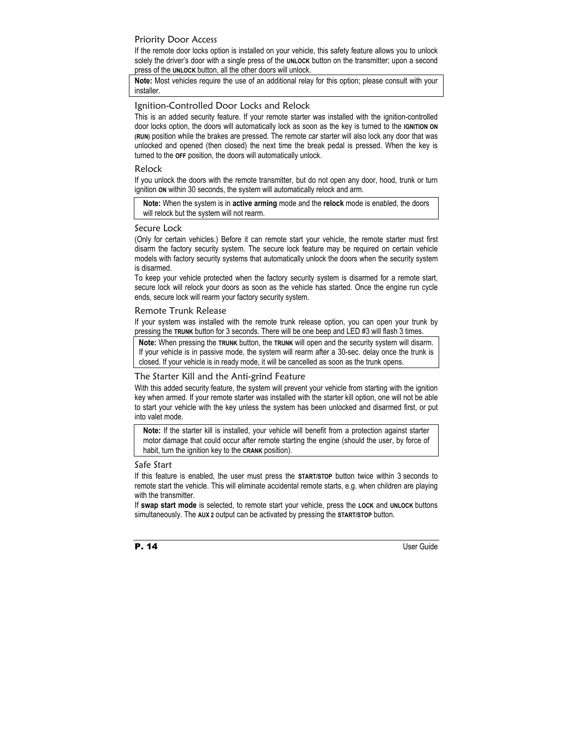## Priority Door Access

If the remote door locks option is installed on your vehicle, this safety feature allows you to unlock solely the driver's door with a single press of the **UNLOCK** button on the transmitter; upon a second press of the **UNLOCK** button, all the other doors will unlock.

**Note:** Most vehicles require the use of an additional relay for this option; please consult with your installer.

## Ignition-Controlled Door Locks and Relock

This is an added security feature. If your remote starter was installed with the ignition-controlled door locks option, the doors will automatically lock as soon as the key is turned to the **IGNITION ON (RUN)** position while the brakes are pressed. The remote car starter will also lock any door that was unlocked and opened (then closed) the next time the break pedal is pressed. When the key is turned to the **OFF** position, the doors will automatically unlock.

## Relock

If you unlock the doors with the remote transmitter, but do not open any door, hood, trunk or turn ignition **ON** within 30 seconds, the system will automatically relock and arm.

**Note:** When the system is in **active arming** mode and the **relock** mode is enabled, the doors will relock but the system will not rearm.

## Secure Lock

(Only for certain vehicles.) Before it can remote start your vehicle, the remote starter must first disarm the factory security system. The secure lock feature may be required on certain vehicle models with factory security systems that automatically unlock the doors when the security system is disarmed.

To keep your vehicle protected when the factory security system is disarmed for a remote start, secure lock will relock your doors as soon as the vehicle has started. Once the engine run cycle ends, secure lock will rearm your factory security system.

## Remote Trunk Release

If your system was installed with the remote trunk release option, you can open your trunk by pressing the **TRUNK** button for 3 seconds. There will be one beep and LED #3 will flash 3 times.

**Note:** When pressing the **TRUNK** button, the **TRUNK** will open and the security system will disarm. If your vehicle is in passive mode, the system will rearm after a 30-sec. delay once the trunk is closed. If your vehicle is in ready mode, it will be cancelled as soon as the trunk opens.

## The Starter Kill and the Anti-grind Feature

With this added security feature, the system will prevent your vehicle from starting with the ignition key when armed. If your remote starter was installed with the starter kill option, one will not be able to start your vehicle with the key unless the system has been unlocked and disarmed first, or put into valet mode.

**Note:** If the starter kill is installed, your vehicle will benefit from a protection against starter motor damage that could occur after remote starting the engine (should the user, by force of habit, turn the ignition key to the **CRANK** position).

## Safe Start

If this feature is enabled, the user must press the **START/STOP** button twice within 3 seconds to remote start the vehicle. This will eliminate accidental remote starts, e.g. when children are playing with the transmitter.

If **swap start mode** is selected, to remote start your vehicle, press the **LOCK** and **UNLOCK** buttons simultaneously. The **AUX 2** output can be activated by pressing the **START/STOP** button.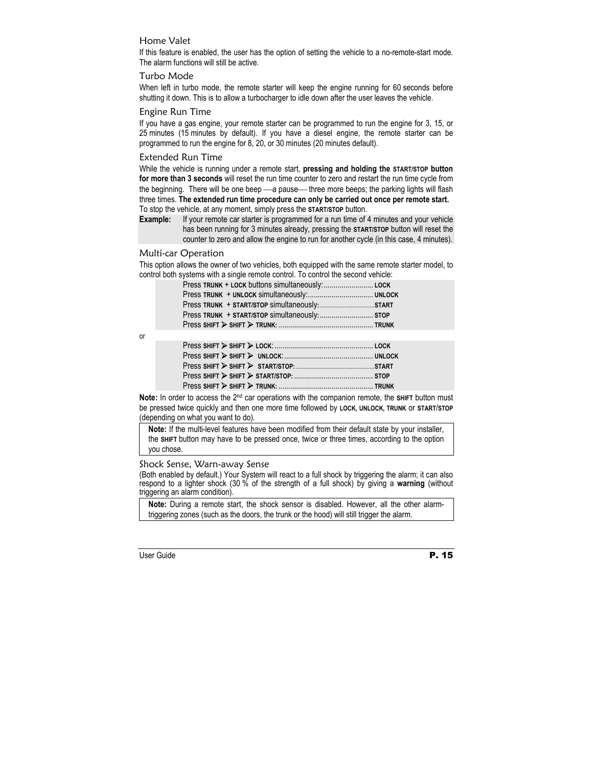## Home Valet

If this feature is enabled, the user has the option of setting the vehicle to a no-remote-start mode. The alarm functions will still be active.

## Turbo Mode

When left in turbo mode, the remote starter will keep the engine running for 60 seconds before shutting it down. This is to allow a turbocharger to idle down after the user leaves the vehicle.

## Engine Run Time

If you have a gas engine, your remote starter can be programmed to run the engine for 3, 15, or 25 minutes (15 minutes by default). If you have a diesel engine, the remote starter can be programmed to run the engine for 8, 20, or 30 minutes (20 minutes default).

## Extended Run Time

While the vehicle is running under a remote start, **pressing and holding the START/STOP button for more than 3 seconds** will reset the run time counter to zero and restart the run time cycle from the beginning. There will be one beep —a pause— three more beeps; the parking lights will flash three times. **The extended run time procedure can only be carried out once per remote start.** To stop the vehicle, at any moment, simply press the **START/STOP** button.

**Example:** If your remote car starter is programmed for a run time of 4 minutes and your vehicle has been running for 3 minutes already, pressing the **START/STOP** button will reset the counter to zero and allow the engine to run for another cycle (in this case, 4 minutes).

## Multi-car Operation

This option allows the owner of two vehicles, both equipped with the same remote starter model, to control both systems with a single remote control. To control the second vehicle:

- Press **TRUNK** + **LOCK** buttons simultaneously: ......................... **LOCK**
- Press **TRUNK** + **UNLOCK** simultaneously: ................................. **UNLOCK**
- Press **TRUNK** + **START/STOP** simultaneously: ................................. **START**
- Press **TRUNK** + **START/STOP** simultaneously: ........................... **STOP**
- Press **SHIFT** ➤ **SHIFT** ➤ **TRUNK**: ................................................ **TRUNK**

or

- Press **SHIFT** ➤ **SHIFT** ➤ **LOCK**: .................................................. **LOCK**
- Press **SHIFT** ➤ **SHIFT** ➤ **UNLOCK**: ............................................ **UNLOCK**
- Press **SHIFT** ➤ **SHIFT** ➤ **START/STOP**: ................................................ **START**
- Press **SHIFT** ➤ **SHIFT** ➤ **START/STOP**: ........................................ **STOP**
- Press **SHIFT** ➤ **SHIFT** ➤ **TRUNK**: ................................................ **TRUNK**

**Note:** In order to access the 2nd car operations with the companion remote, the **SHIFT** button must be pressed twice quickly and then one more time followed by **LOCK**, **UNLOCK**, **TRUNK** or **START/STOP** (depending on what you want to do).

> **Note:** If the multi-level features have been modified from their default state by your installer, the **SHIFT** button may have to be pressed once, twice or three times, according to the option you chose.

## Shock Sense, Warn-away Sense

(Both enabled by default.) Your System will react to a full shock by triggering the alarm; it can also respond to a lighter shock (30 % of the strength of a full shock) by giving a **warning** (without triggering an alarm condition).

> **Note:** During a remote start, the shock sensor is disabled. However, all the other alarm-triggering zones (such as the doors, the trunk or the hood) will still trigger the alarm.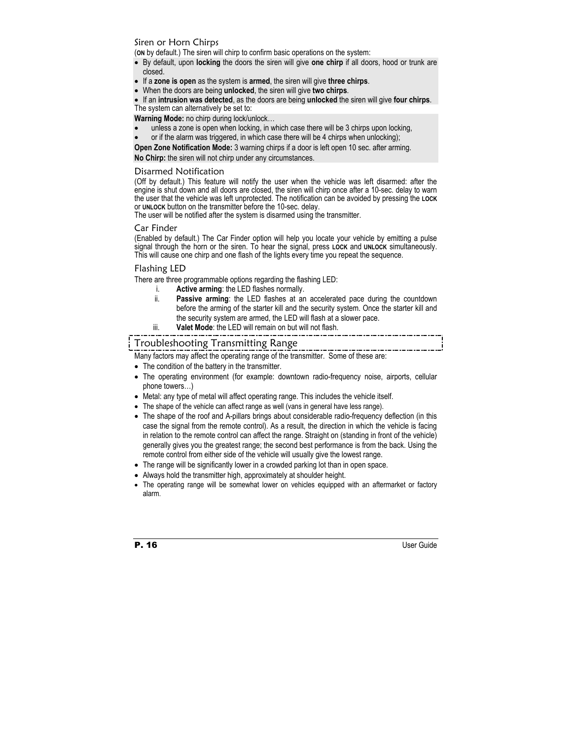### Siren or Horn Chirps

(**ON** by default.) The siren will chirp to confirm basic operations on the system:

- By default, upon **locking** the doors the siren will give **one chirp** if all doors, hood or trunk are closed.
- If a **zone is open** as the system is **armed**, the siren will give **three chirps**.
- When the doors are being **unlocked**, the siren will give **two chirps**.
- If an **intrusion was detected**, as the doors are being **unlocked** the siren will give **four chirps**.

The system can alternatively be set to:

**Warning Mode:** no chirp during lock/unlock…

- unless a zone is open when locking, in which case there will be 3 chirps upon locking,
- or if the alarm was triggered, in which case there will be 4 chirps when unlocking);

**Open Zone Notification Mode:** 3 warning chirps if a door is left open 10 sec. after arming.

**No Chirp:** the siren will not chirp under any circumstances.

### Disarmed Notification

(Off by default.) This feature will notify the user when the vehicle was left disarmed: after the engine is shut down and all doors are closed, the siren will chirp once after a 10-sec. delay to warn the user that the vehicle was left unprotected. The notification can be avoided by pressing the **LOCK** or **UNLOCK** button on the transmitter before the 10-sec. delay.

The user will be notified after the system is disarmed using the transmitter.

### Car Finder

(Enabled by default.) The Car Finder option will help you locate your vehicle by emitting a pulse signal through the horn or the siren. To hear the signal, press **LOCK** and **UNLOCK** simultaneously. This will cause one chirp and one flash of the lights every time you repeat the sequence.

### Flashing LED

There are three programmable options regarding the flashing LED:

i. **Active arming**: the LED flashes normally.

ii. **Passive arming**: the LED flashes at an accelerated pace during the countdown before the arming of the starter kill and the security system. Once the starter kill and the security system are armed, the LED will flash at a slower pace.

iii. **Valet Mode**: the LED will remain on but will not flash.

## Troubleshooting Transmitting Range

Many factors may affect the operating range of the transmitter. Some of these are:

- The condition of the battery in the transmitter.
- The operating environment (for example: downtown radio-frequency noise, airports, cellular phone towers…)
- Metal: any type of metal will affect operating range. This includes the vehicle itself.
- The shape of the vehicle can affect range as well (vans in general have less range).
- The shape of the roof and A-pillars brings about considerable radio-frequency deflection (in this case the signal from the remote control). As a result, the direction in which the vehicle is facing in relation to the remote control can affect the range. Straight on (standing in front of the vehicle) generally gives you the greatest range; the second best performance is from the back. Using the remote control from either side of the vehicle will usually give the lowest range.
- The range will be significantly lower in a crowded parking lot than in open space.
- Always hold the transmitter high, approximately at shoulder height.
- The operating range will be somewhat lower on vehicles equipped with an aftermarket or factory alarm.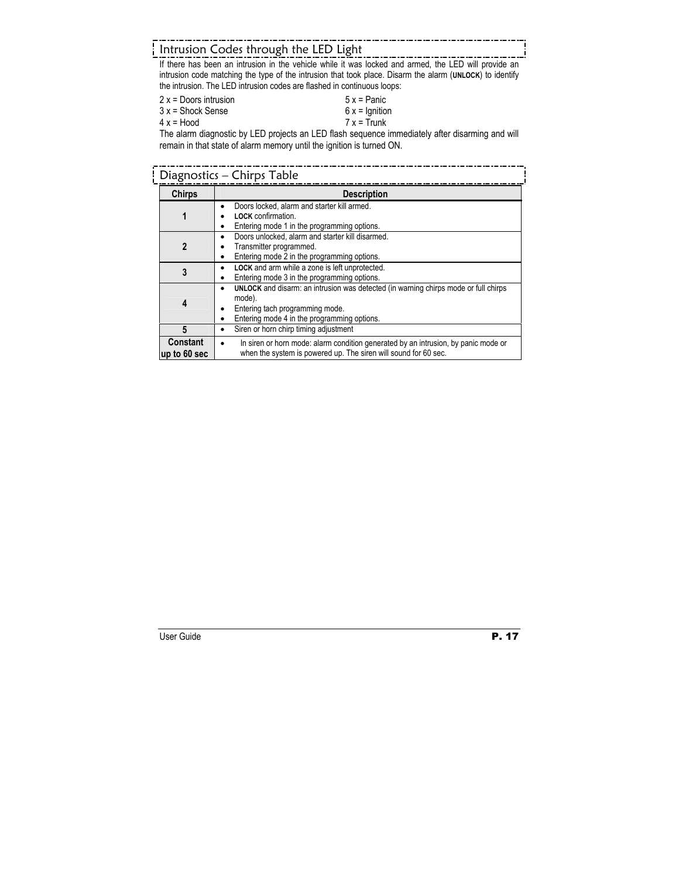## Intrusion Codes through the LED Light

If there has been an intrusion in the vehicle while it was locked and armed, the LED will provide an intrusion code matching the type of the intrusion that took place. Disarm the alarm (**UNLOCK**) to identify the intrusion. The LED intrusion codes are flashed in continuous loops:

2 x = Doors intrusion
3 x = Shock Sense
4 x = Hood
5 x = Panic
6 x = Ignition
7 x = Trunk

The alarm diagnostic by LED projects an LED flash sequence immediately after disarming and will remain in that state of alarm memory until the ignition is turned ON.

## Diagnostics – Chirps Table

| Chirps | Description |
|---|---|
| 1 | • Doors locked, alarm and starter kill armed.<br>• **LOCK** confirmation.<br>• Entering mode 1 in the programming options. |
| 2 | • Doors unlocked, alarm and starter kill disarmed.<br>• Transmitter programmed.<br>• Entering mode 2 in the programming options. |
| 3 | • **LOCK** and arm while a zone is left unprotected.<br>• Entering mode 3 in the programming options. |
| 4 | • **UNLOCK** and disarm: an intrusion was detected (in warning chirps mode or full chirps mode).<br>• Entering tach programming mode.<br>• Entering mode 4 in the programming options. |
| 5 | • Siren or horn chirp timing adjustment |
| Constant up to 60 sec | • In siren or horn mode: alarm condition generated by an intrusion, by panic mode or when the system is powered up. The siren will sound for 60 sec. |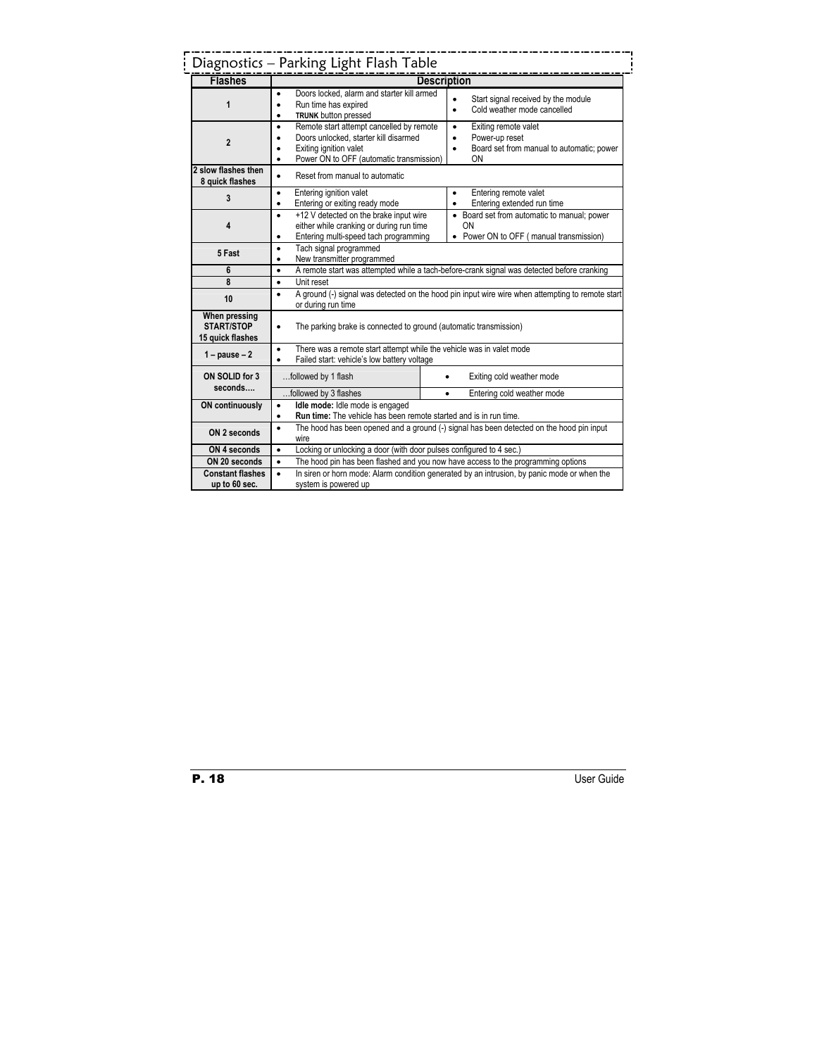## Diagnostics – Parking Light Flash Table

| Flashes | Description | |
|---|---|---|
| 1 | • Doors locked, alarm and starter kill armed<br>• Run time has expired<br>• **TRUNK** button pressed | • Start signal received by the module<br>• Cold weather mode cancelled |
| 2 | • Remote start attempt cancelled by remote<br>• Doors unlocked, starter kill disarmed<br>• Exiting ignition valet<br>• Power ON to OFF (automatic transmission) | • Exiting remote valet<br>• Power-up reset<br>• Board set from manual to automatic; power ON |
| 2 slow flashes then 8 quick flashes | • Reset from manual to automatic | |
| 3 | • Entering ignition valet<br>• Entering or exiting ready mode | • Entering remote valet<br>• Entering extended run time |
| 4 | • +12 V detected on the brake input wire either while cranking or during run time<br>• Entering multi-speed tach programming | • Board set from automatic to manual; power ON<br>• Power ON to OFF ( manual transmission) |
| 5 Fast | • Tach signal programmed<br>• New transmitter programmed | |
| 6 | • A remote start was attempted while a tach-before-crank signal was detected before cranking | |
| 8 | • Unit reset | |
| 10 | • A ground (-) signal was detected on the hood pin input wire when attempting to remote start or during run time | |
| When pressing START/STOP 15 quick flashes | • The parking brake is connected to ground (automatic transmission) | |
| 1 – pause – 2 | • There was a remote start attempt while the vehicle was in valet mode<br>• Failed start: vehicle's low battery voltage | |
| ON SOLID for 3 seconds…. | …followed by 1 flash | • Exiting cold weather mode |
| | …followed by 3 flashes | • Entering cold weather mode |
| ON continuously | • **Idle mode:** Idle mode is engaged<br>• **Run time:** The vehicle has been remote started and is in run time. | |
| ON 2 seconds | • The hood has been opened and a ground (-) signal has been detected on the hood pin input wire | |
| ON 4 seconds | • Locking or unlocking a door (with door pulses configured to 4 sec.) | |
| ON 20 seconds | • The hood pin has been flashed and you now have access to the programming options | |
| Constant flashes up to 60 sec. | • In siren or horn mode: Alarm condition generated by an intrusion, by panic mode or when the system is powered up | |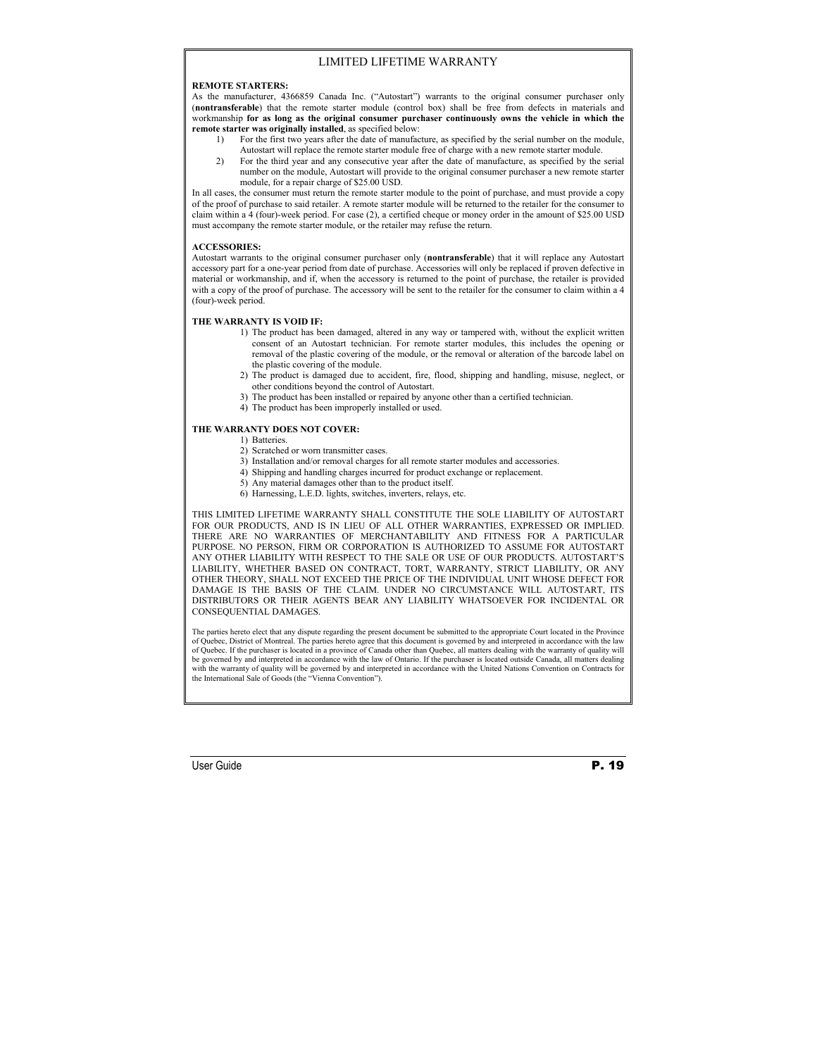# LIMITED LIFETIME WARRANTY

**REMOTE STARTERS:**

As the manufacturer, 4366859 Canada Inc. ("Autostart") warrants to the original consumer purchaser only (**nontransferable**) that the remote starter module (control box) shall be free from defects in materials and workmanship **for as long as the original consumer purchaser continuously owns the vehicle in which the remote starter was originally installed**, as specified below:

1) For the first two years after the date of manufacture, as specified by the serial number on the module, Autostart will replace the remote starter module free of charge with a new remote starter module.
2) For the third year and any consecutive year after the date of manufacture, as specified by the serial number on the module, Autostart will provide to the original consumer purchaser a new remote starter module, for a repair charge of $25.00 USD.

In all cases, the consumer must return the remote starter module to the point of purchase, and must provide a copy of the proof of purchase to said retailer. A remote starter module will be returned to the retailer for the consumer to claim within a 4 (four)-week period. For case (2), a certified cheque or money order in the amount of $25.00 USD must accompany the remote starter module, or the retailer may refuse the return.

**ACCESSORIES:**

Autostart warrants to the original consumer purchaser only (**nontransferable**) that it will replace any Autostart accessory part for a one-year period from date of purchase. Accessories will only be replaced if proven defective in material or workmanship, and if, when the accessory is returned to the point of purchase, the retailer is provided with a copy of the proof of purchase. The accessory will be sent to the retailer for the consumer to claim within a 4 (four)-week period.

**THE WARRANTY IS VOID IF:**

1) The product has been damaged, altered in any way or tampered with, without the explicit written consent of an Autostart technician. For remote starter modules, this includes the opening or removal of the plastic covering of the module, or the removal or alteration of the barcode label on the plastic covering of the module.
2) The product is damaged due to accident, fire, flood, shipping and handling, misuse, neglect, or other conditions beyond the control of Autostart.
3) The product has been installed or repaired by anyone other than a certified technician.
4) The product has been improperly installed or used.

**THE WARRANTY DOES NOT COVER:**

1) Batteries.
2) Scratched or worn transmitter cases.
3) Installation and/or removal charges for all remote starter modules and accessories.
4) Shipping and handling charges incurred for product exchange or replacement.
5) Any material damages other than to the product itself.
6) Harnessing, L.E.D. lights, switches, inverters, relays, etc.

THIS LIMITED LIFETIME WARRANTY SHALL CONSTITUTE THE SOLE LIABILITY OF AUTOSTART FOR OUR PRODUCTS, AND IS IN LIEU OF ALL OTHER WARRANTIES, EXPRESSED OR IMPLIED. THERE ARE NO WARRANTIES OF MERCHANTABILITY AND FITNESS FOR A PARTICULAR PURPOSE. NO PERSON, FIRM OR CORPORATION IS AUTHORIZED TO ASSUME FOR AUTOSTART ANY OTHER LIABILITY WITH RESPECT TO THE SALE OR USE OF OUR PRODUCTS. AUTOSTART'S LIABILITY, WHETHER BASED ON CONTRACT, TORT, WARRANTY, STRICT LIABILITY, OR ANY OTHER THEORY, SHALL NOT EXCEED THE PRICE OF THE INDIVIDUAL UNIT WHOSE DEFECT FOR DAMAGE IS THE BASIS OF THE CLAIM. UNDER NO CIRCUMSTANCE WILL AUTOSTART, ITS DISTRIBUTORS OR THEIR AGENTS BEAR ANY LIABILITY WHATSOEVER FOR INCIDENTAL OR CONSEQUENTIAL DAMAGES.

The parties hereto elect that any dispute regarding the present document be submitted to the appropriate Court located in the Province of Quebec, District of Montreal. The parties hereto agree that this document is governed by and interpreted in accordance with the law of Quebec. If the purchaser is located in a province of Canada other than Quebec, all matters dealing with the warranty of quality will be governed by and interpreted in accordance with the law of Ontario. If the purchaser is located outside Canada, all matters dealing with the warranty of quality will be governed by and interpreted in accordance with the United Nations Convention on Contracts for the International Sale of Goods (the "Vienna Convention").